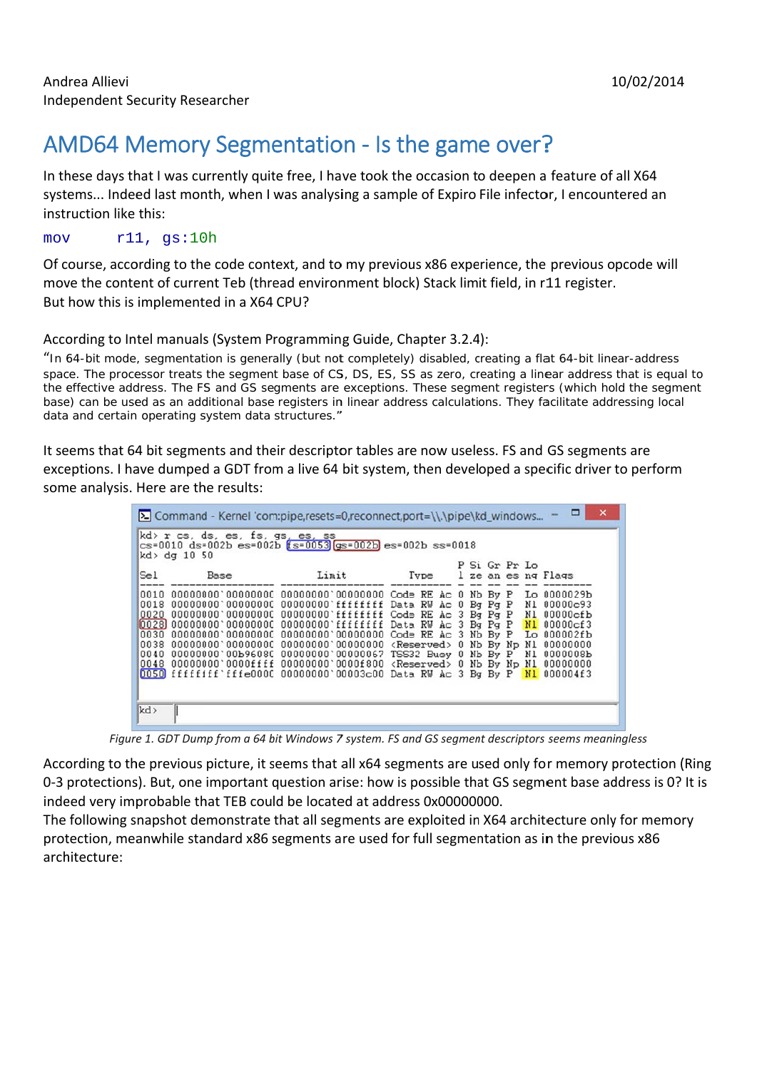Andrea Allievi
Independent Security Researcher

10/02/2014

# AMD64 Memory Segmentation - Is the game over?

In these days that I was currently quite free, I have took the occasion to deepen a feature of all X64 systems... Indeed last month, when I was analysing a sample of Expiro File infector, I encountered an instruction like this:

```
mov     r11, gs:10h
```

Of course, according to the code context, and to my previous x86 experience, the previous opcode will move the content of current Teb (thread environment block) Stack limit field, in r11 register.
But how this is implemented in a X64 CPU?

According to Intel manuals (System Programming Guide, Chapter 3.2.4):
"In 64-bit mode, segmentation is generally (but not completely) disabled, creating a flat 64-bit linear-address space. The processor treats the segment base of CS, DS, ES, SS as zero, creating a linear address that is equal to the effective address. The FS and GS segments are exceptions. These segment registers (which hold the segment base) can be used as an additional base registers in linear address calculations. They facilitate addressing local data and certain operating system data structures."

It seems that 64 bit segments and their descriptor tables are now useless. FS and GS segments are exceptions. I have dumped a GDT from a live 64 bit system, then developed a specific driver to perform some analysis. Here are the results:

```
kd> r cs, ds, es, fs, gs, es, ss
cs=0010 ds=002b es=002b fs=0053 gs=002b es=002b ss=0018
kd> dg 10 50
                                                    P Si Gr Pr Lo
Sel        Base              Limit          Type    l ze an es ng Flags
---- ----------------- ----------------- ---------- - -- -- -- -- --------
0010 00000000`00000000 00000000`00000000 Code RE Ac 0 Nb By P  Lo 0000029b
0018 00000000`00000000 00000000`ffffffff Data RW Ac 0 Bg Pg P  Nl 00000c93
0020 00000000`00000000 00000000`ffffffff Code RE Ac 3 Bg Pg P  Nl 00000cfb
0028 00000000`00000000 00000000`ffffffff Data RW Ac 3 Bg Pg P  Nl 00000cf3
0030 00000000`00000000 00000000`00000000 Code RE Ac 3 Nb By P  Lo 000002fb
0038 00000000`00000000 00000000`00000000 <Reserved> 0 Nb By Np Nl 00000000
0040 00000000`00b96080 00000000`00000067 TSS32 Busy 0 Nb By P  Nl 0000008b
0048 00000000`0000ffff 00000000`0000f800 <Reserved> 0 Nb By Np Nl 00000000
0050 ffffffff`fffe0000 00000000`00003c00 Data RW Ac 3 Bg By P  Nl 000004f3
kd>
```

*Figure 1. GDT Dump from a 64 bit Windows 7 system. FS and GS segment descriptors seems meaningless*

According to the previous picture, it seems that all x64 segments are used only for memory protection (Ring 0-3 protections). But, one important question arise: how is possible that GS segment base address is 0? It is indeed very improbable that TEB could be located at address 0x00000000.
The following snapshot demonstrate that all segments are exploited in X64 architecture only for memory protection, meanwhile standard x86 segments are used for full segmentation as in the previous x86 architecture: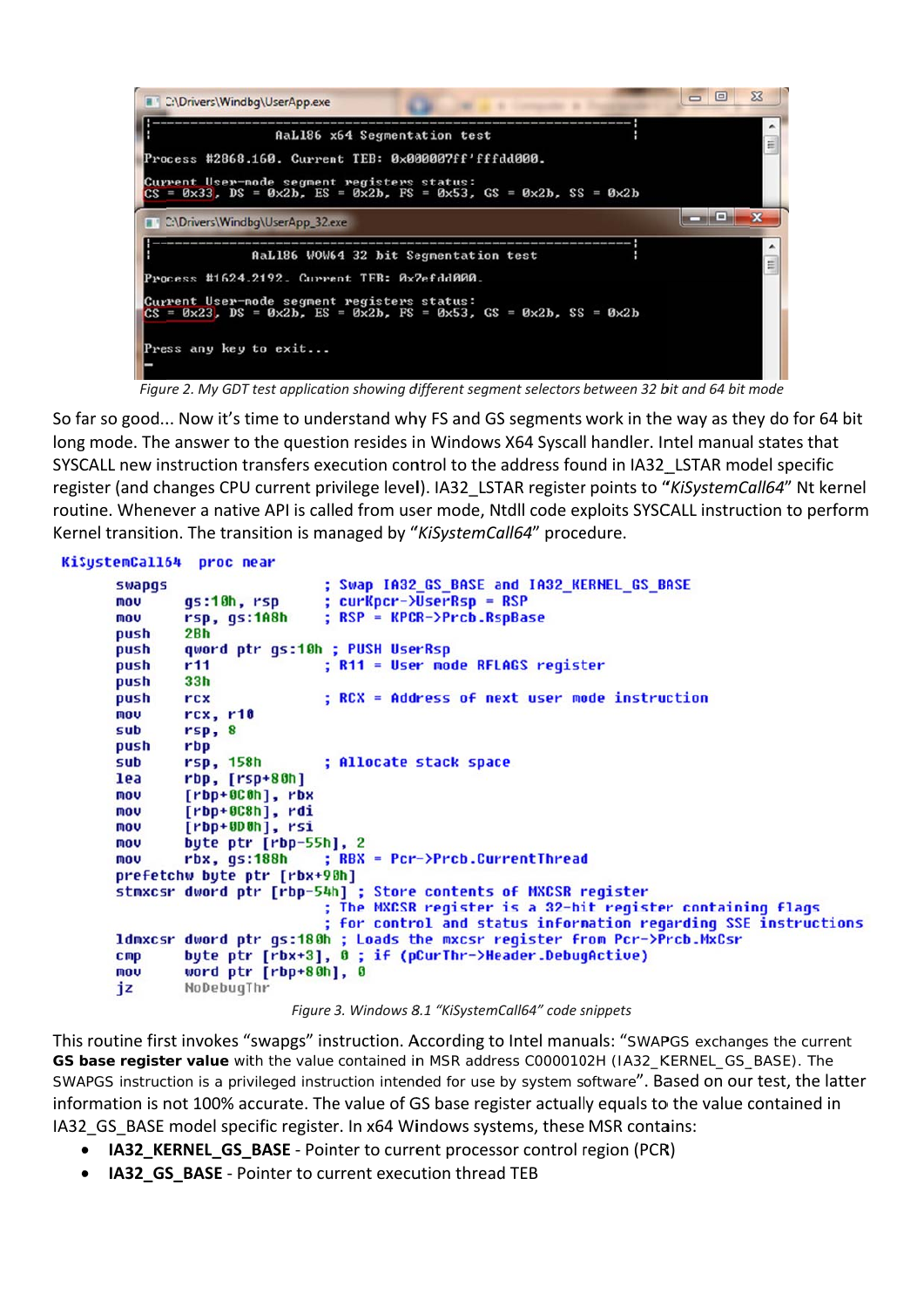```
C:\Drivers\Windbg\UserApp.exe
-----------------------------------------------------------
         AaLl86 x64 Segmentation test

Process #2868.160. Current TEB: 0x000007ff'fffdd000.

Current User-mode segment registers status:
CS = 0x33, DS = 0x2b, ES = 0x2b, FS = 0x53, GS = 0x2b, SS = 0x2b
```

```
C:\Drivers\Windbg\UserApp_32.exe
-----------------------------------------------------------
         AaLl86 WOW64 32 bit Segmentation test

Process #1624.2192. Current TEB: 0x7efdd000.

Current User-mode segment registers status:
CS = 0x23, DS = 0x2b, ES = 0x2b, FS = 0x53, GS = 0x2b, SS = 0x2b

Press any key to exit...
```

*Figure 2. My GDT test application showing different segment selectors between 32 bit and 64 bit mode*

So far so good... Now it's time to understand why FS and GS segments work in the way as they do for 64 bit long mode. The answer to the question resides in Windows X64 Syscall handler. Intel manual states that SYSCALL new instruction transfers execution control to the address found in IA32_LSTAR model specific register (and changes CPU current privilege level). IA32_LSTAR register points to "*KiSystemCall64*" Nt kernel routine. Whenever a native API is called from user mode, Ntdll code exploits SYSCALL instruction to perform Kernel transition. The transition is managed by "*KiSystemCall64*" procedure.

```
KiSystemCall64  proc near
        swapgs                  ; Swap IA32_GS_BASE and IA32_KERNEL_GS_BASE
        mov     gs:10h, rsp     ; curKpcr->UserRsp = RSP
        mov     rsp, gs:1A8h    ; RSP = KPCR->Prcb.RspBase
        push    2Bh
        push    qword ptr gs:10h ; PUSH UserRsp
        push    r11             ; R11 = User mode RFLAGS register
        push    33h
        push    rcx             ; RCX = Address of next user mode instruction
        mov     rcx, r10
        sub     rsp, 8
        push    rbp
        sub     rsp, 158h       ; Allocate stack space
        lea     rbp, [rsp+80h]
        mov     [rbp+0C0h], rbx
        mov     [rbp+0C8h], rdi
        mov     [rbp+0D0h], rsi
        mov     byte ptr [rbp-55h], 2
        mov     rbx, gs:188h    ; RBX = Pcr->Prcb.CurrentThread
        prefetchw byte ptr [rbx+90h]
        stmxcsr dword ptr [rbp-54h] ; Store contents of MXCSR register
                                ; The MXCSR register is a 32-bit register containing flags
                                ; for control and status information regarding SSE instructions
        ldmxcsr dword ptr gs:180h ; Loads the mxcsr register from Pcr->Prcb.MxCsr
        cmp     byte ptr [rbx+3], 0 ; if (pCurThr->Header.DebugActive)
        mov     word ptr [rbp+80h], 0
        jz      NoDebugThr
```

*Figure 3. Windows 8.1 "KiSystemCall64" code snippets*

This routine first invokes "swapgs" instruction. According to Intel manuals: "SWAPGS exchanges the current **GS base register value** with the value contained in MSR address C0000102H (IA32_KERNEL_GS_BASE). The SWAPGS instruction is a privileged instruction intended for use by system software". Based on our test, the latter information is not 100% accurate. The value of GS base register actually equals to the value contained in IA32_GS_BASE model specific register. In x64 Windows systems, these MSR contains:

- **IA32_KERNEL_GS_BASE** - Pointer to current processor control region (PCR)
- **IA32_GS_BASE** - Pointer to current execution thread TEB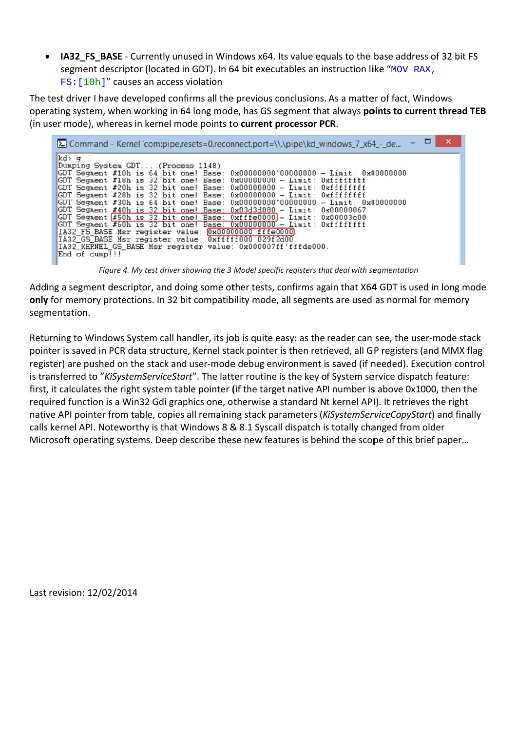- **IA32_FS_BASE** - Currently unused in Windows x64. Its value equals to the base address of 32 bit FS segment descriptor (located in GDT). In 64 bit executables an instruction like "`MOV RAX, FS:[10h]`" causes an access violation

The test driver I have developed confirms all the previous conclusions. As a matter of fact, Windows operating system, when working in 64 long mode, has GS segment that always **points to current thread TEB** (in user mode), whereas in kernel mode points to **current processor PCR**.

```
kd> g
Dumping System GDT... (Process 1148)
GDT Segment #10h is 64 bit one! Base: 0x00000000'00000000 - Limit: 0x00000000
GDT Segment #18h is 32 bit one! Base: 0x00000000 - Limit: 0xffffffff
GDT Segment #20h is 32 bit one! Base: 0x00000000 - Limit: 0xffffffff
GDT Segment #28h is 32 bit one! Base: 0x00000000 - Limit: 0xffffffff
GDT Segment #30h is 64 bit one! Base: 0x00000000'00000000 - Limit: 0x00000000
GDT Segment #40h is 32 bit one! Base: 0x03d3d080 - Limit: 0x00000067
GDT Segment #50h is 32 bit one! Base: 0xfffe0000 - Limit: 0x00003c00
GDT Segment #60h is 32 bit one! Base: 0x00000000 - Limit: 0xffffffff
IA32_FS_BASE Msr register value: 0x00000000'fffe0000.
IA32_GS_BASE Msr register value: 0xfffff800'029f2d00.
IA32_KERNEL_GS_BASE Msr register value: 0x000007ff'fffde000.
End of dump!!!
```

*Figure 4. My test driver showing the 3 Model specific registers that deal with segmentation*

Adding a segment descriptor, and doing some other tests, confirms again that X64 GDT is used in long mode **only** for memory protections. In 32 bit compatibility mode, all segments are used as normal for memory segmentation.

Returning to Windows System call handler, its job is quite easy: as the reader can see, the user-mode stack pointer is saved in PCR data structure, Kernel stack pointer is then retrieved, all GP registers (and MMX flag register) are pushed on the stack and user-mode debug environment is saved (if needed). Execution control is transferred to "*KiSystemServiceStart*". The latter routine is the key of System service dispatch feature: first, it calculates the right system table pointer (if the target native API number is above 0x1000, then the required function is a Win32 Gdi graphics one, otherwise a standard Nt kernel API). It retrieves the right native API pointer from table, copies all remaining stack parameters (*KiSystemServiceCopyStart*) and finally calls kernel API. Noteworthy is that Windows 8 & 8.1 Syscall dispatch is totally changed from older Microsoft operating systems. Deep describe these new features is behind the scope of this brief paper…

Last revision: 12/02/2014